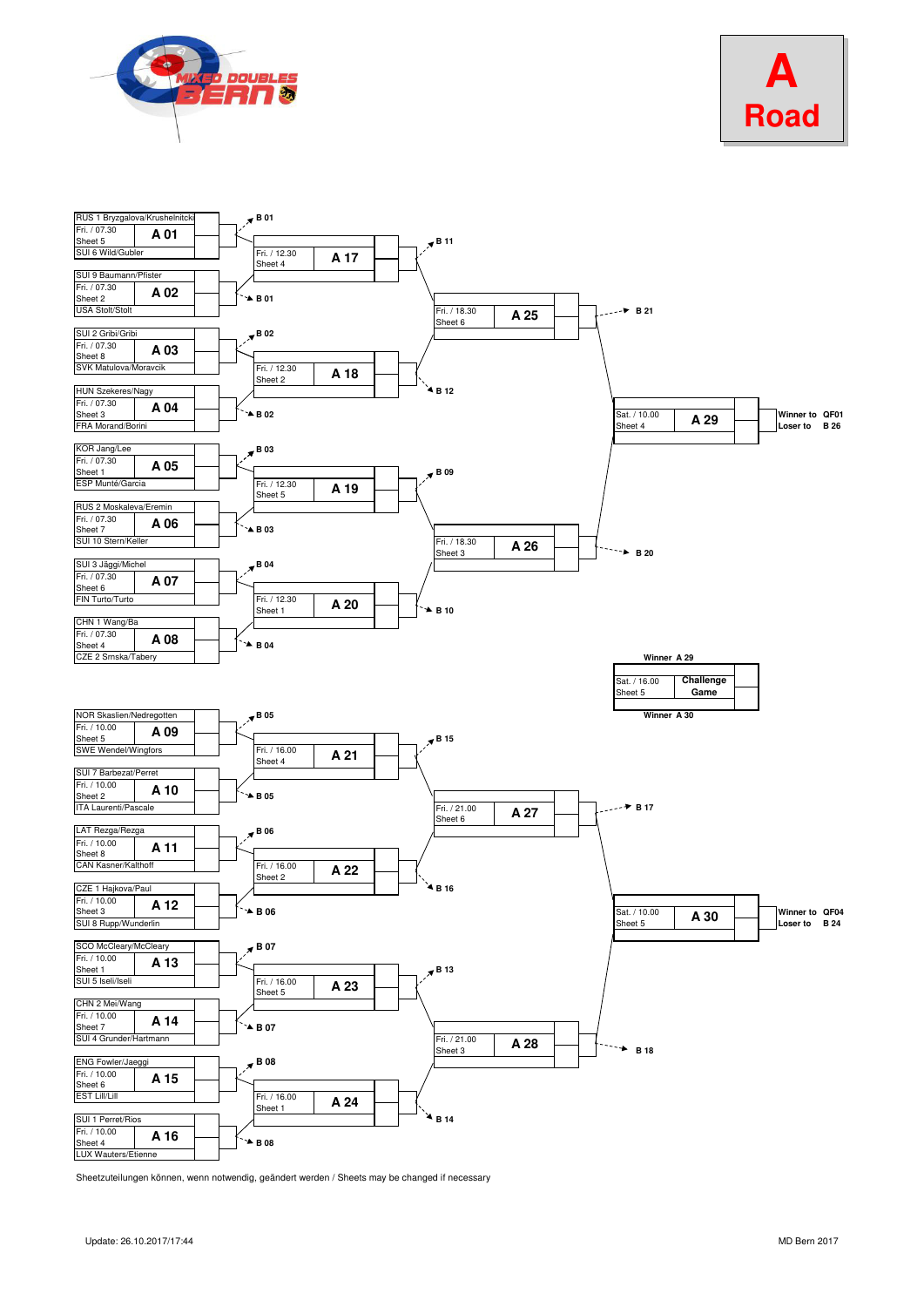# A Road

MIXED DOUBLES BERN

| Game | Time | Sheet | Team 1 | Team 2 | Winner to | Loser to |
| --- | --- | --- | --- | --- | --- | --- |
| A 01 | Fri. / 07.30 | Sheet 5 | RUS 1 Bryzgalova/Krushelnitcki | SUI 6 Wild/Gubler | A 17 | B 01 |
| A 02 | Fri. / 07.30 | Sheet 2 | SUI 9 Baumann/Pfister | USA Stolt/Stolt | A 17 | B 01 |
| A 03 | Fri. / 07.30 | Sheet 8 | SUI 2 Gribi/Gribi | SVK Matulova/Moravcik | A 18 | B 02 |
| A 04 | Fri. / 07.30 | Sheet 3 | HUN Szekeres/Nagy | FRA Morand/Borini | A 18 | B 02 |
| A 05 | Fri. / 07.30 | Sheet 1 | KOR Jang/Lee | ESP Munté/Garcia | A 19 | B 03 |
| A 06 | Fri. / 07.30 | Sheet 7 | RUS 2 Moskaleva/Eremin | SUI 10 Stern/Keller | A 19 | B 03 |
| A 07 | Fri. / 07.30 | Sheet 6 | SUI 3 Jäggi/Michel | FIN Turto/Turto | A 20 | B 04 |
| A 08 | Fri. / 07.30 | Sheet 4 | CHN 1 Wang/Ba | CZE 2 Srnska/Tabery | A 20 | B 04 |
| A 09 | Fri. / 10.00 | Sheet 5 | NOR Skaslien/Nedregotten | SWE Wendel/Wingfors | A 21 | B 05 |
| A 10 | Fri. / 10.00 | Sheet 2 | SUI 7 Barbezat/Perret | ITA Laurenti/Pascale | A 21 | B 05 |
| A 11 | Fri. / 10.00 | Sheet 8 | LAT Rezga/Rezga | CAN Kasner/Kalthoff | A 22 | B 06 |
| A 12 | Fri. / 10.00 | Sheet 3 | CZE 1 Hajkova/Paul | SUI 8 Rupp/Wunderlin | A 22 | B 06 |
| A 13 | Fri. / 10.00 | Sheet 1 | SCO McCleary/McCleary | SUI 5 Iseli/Iseli | A 23 | B 07 |
| A 14 | Fri. / 10.00 | Sheet 7 | CHN 2 Mei/Wang | SUI 4 Grunder/Hartmann | A 23 | B 07 |
| A 15 | Fri. / 10.00 | Sheet 6 | ENG Fowler/Jaeggi | EST Lill/Lill | A 24 | B 08 |
| A 16 | Fri. / 10.00 | Sheet 4 | SUI 1 Perret/Rios | LUX Wauters/Etienne | A 24 | B 08 |
| A 17 | Fri. / 12.30 | Sheet 4 | Winner A 01 | Winner A 02 | A 25 | B 11 |
| A 18 | Fri. / 12.30 | Sheet 2 | Winner A 03 | Winner A 04 | A 25 | B 12 |
| A 19 | Fri. / 12.30 | Sheet 5 | Winner A 05 | Winner A 06 | A 26 | B 09 |
| A 20 | Fri. / 12.30 | Sheet 1 | Winner A 07 | Winner A 08 | A 26 | B 10 |
| A 21 | Fri. / 16.00 | Sheet 4 | Winner A 09 | Winner A 10 | A 27 | B 15 |
| A 22 | Fri. / 16.00 | Sheet 2 | Winner A 11 | Winner A 12 | A 27 | B 16 |
| A 23 | Fri. / 16.00 | Sheet 5 | Winner A 13 | Winner A 14 | A 28 | B 13 |
| A 24 | Fri. / 16.00 | Sheet 1 | Winner A 15 | Winner A 16 | A 28 | B 14 |
| A 25 | Fri. / 18.30 | Sheet 6 | Winner A 17 | Winner A 18 | A 29 | B 21 |
| A 26 | Fri. / 18.30 | Sheet 3 | Winner A 19 | Winner A 20 | A 29 | B 20 |
| A 27 | Fri. / 21.00 | Sheet 6 | Winner A 21 | Winner A 22 | A 30 | B 17 |
| A 28 | Fri. / 21.00 | Sheet 3 | Winner A 23 | Winner A 24 | A 30 | B 18 |
| A 29 | Sat. / 10.00 | Sheet 4 | Winner A 25 | Winner A 26 | QF01 | B 26 |
| A 30 | Sat. / 10.00 | Sheet 5 | Winner A 27 | Winner A 28 | QF04 | B 24 |
| Challenge Game | Sat. / 16.00 | Sheet 5 | Winner A 29 | Winner A 30 | | |

Sheetzuteilungen können, wenn notwendig, geändert werden / Sheets may be changed if necessary

Update: 26.10.2017/17:44

MD Bern 2017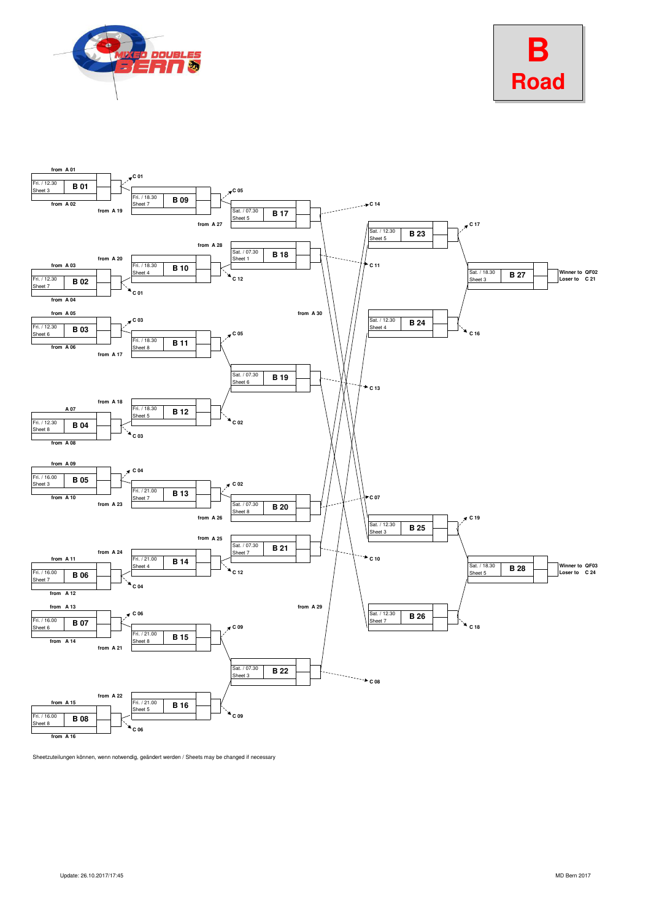# B Road

from A 01
Fri. / 12.30
Sheet 3
B 01
from A 02

C 01

Fri. / 18.30
Sheet 7
B 09
from A 19

C 05

Sat. / 07.30
Sheet 5
B 17
from A 27

C 14

from A 28
Sat. / 07.30
Sheet 1
B 18

C 11
C 12

from A 20
Fri. / 18.30
Sheet 4
B 10

from A 03
Fri. / 12.30
Sheet 4
B 02
from A 04

C 01

from A 05
Fri. / 12.30
Sheet 6
B 03
from A 06

C 03

Fri. / 18.30
Sheet 8
B 11
from A 17

C 05

Sat. / 07.30
Sheet 6
B 19

C 13

from A 18
Fri. / 18.30
Sheet 5
B 12

A 07
Fri. / 12.30
Sheet 8
B 04
from A 08

C 02
C 03

from A 09
Fri. / 16.00
Sheet 3
B 05
from A 10

C 04

Fri. / 21.00
Sheet 7
B 13
from A 23

C 02

Sat. / 07.30
Sheet 8
B 20
from A 26

C 07

from A 25
Sat. / 07.30
Sheet 7
B 21

C 10
C 12

from A 24
Fri. / 21.00
Sheet 4
B 14

from A 11
Fri. / 16.00
Sheet 7
B 06
from A 12

C 04

from A 13
Fri. / 16.00
Sheet 6
B 07
from A 14

C 06

Fri. / 21.00
Sheet 8
B 15
from A 21

C 09

Sat. / 07.30
Sheet 3
B 22

C 08

from A 22
Fri. / 21.00
Sheet 5
B 16

from A 15
Fri. / 16.00
Sheet 8
B 08
from A 16

C 09
C 06

Sat. / 12.30
Sheet 5
B 23

C 17

from A 30
Sat. / 12.30
Sheet 4
B 24

C 16

Sat. / 18.30
Sheet 3
B 27

Winner to QF02
Loser to C 21

Sat. / 12.30
Sheet 3
B 25

C 19

from A 29
Sat. / 12.30
Sheet 7
B 26

C 18

Sat. / 18.30
Sheet 5
B 28

Winner to QF03
Loser to C 24

Sheetzuteilungen können, wenn notwendig, geändert werden / Sheets may be changed if necessary

Update: 26.10.2017/17:45

MD Bern 2017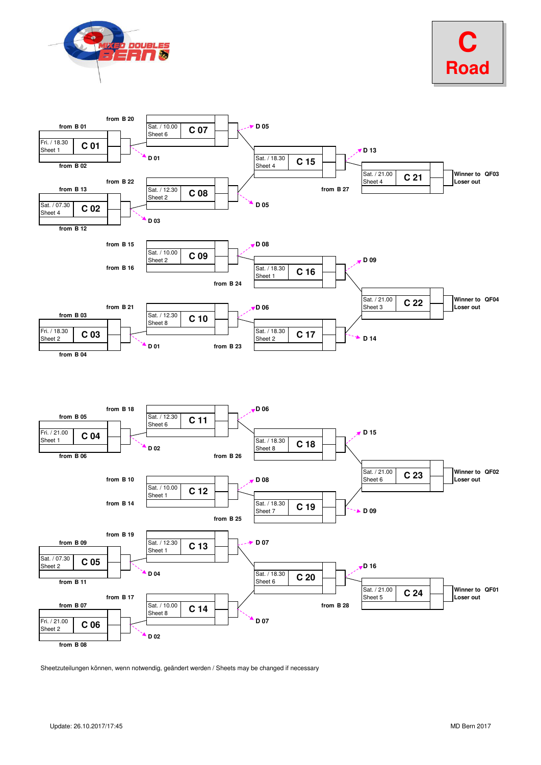# C Road

MIXED DOUBLES BERN

| Game | Date / Time | Sheet | Team 1 | Team 2 | Winner to | Loser to |
|---|---|---|---|---|---|---|
| C 01 | Fri. / 18.30 | Sheet 1 | from B 01 | from B 02 | C 07 | D 01 |
| C 02 | Sat. / 07.30 | Sheet 4 | from B 13 | from B 12 | C 08 | D 03 |
| C 03 | Fri. / 18.30 | Sheet 2 | from B 03 | from B 04 | C 10 | D 01 |
| C 04 | Fri. / 21.00 | Sheet 1 | from B 05 | from B 06 | C 11 | D 02 |
| C 05 | Sat. / 07.30 | Sheet 2 | from B 09 | from B 11 | C 13 | D 04 |
| C 06 | Fri. / 21.00 | Sheet 2 | from B 07 | from B 08 | C 14 | D 02 |
| C 07 | Sat. / 10.00 | Sheet 6 | from B 20 | Winner C 01 | C 15 | D 05 |
| C 08 | Sat. / 12.30 | Sheet 2 | from B 22 | Winner C 02 | C 15 | D 05 |
| C 09 | Sat. / 10.00 | Sheet 2 | from B 15 | from B 16 | C 16 | D 08 |
| C 10 | Sat. / 12.30 | Sheet 8 | from B 21 | Winner C 03 | C 17 | D 06 |
| C 11 | Sat. / 12.30 | Sheet 6 | from B 18 | Winner C 04 | C 18 | D 06 |
| C 12 | Sat. / 10.00 | Sheet 1 | from B 10 | from B 14 | C 19 | D 08 |
| C 13 | Sat. / 12.30 | Sheet 1 | from B 19 | Winner C 05 | C 20 | D 07 |
| C 14 | Sat. / 10.00 | Sheet 8 | from B 17 | Winner C 06 | C 20 | D 07 |
| C 15 | Sat. / 18.30 | Sheet 4 | Winner C 07 | Winner C 08 | C 21 | D 13 |
| C 16 | Sat. / 18.30 | Sheet 1 | Winner C 09 | from B 24 | C 22 | D 09 |
| C 17 | Sat. / 18.30 | Sheet 2 | Winner C 10 | from B 23 | C 22 | D 14 |
| C 18 | Sat. / 18.30 | Sheet 8 | Winner C 11 | from B 26 | C 23 | D 15 |
| C 19 | Sat. / 18.30 | Sheet 7 | Winner C 12 | from B 25 | C 23 | D 09 |
| C 20 | Sat. / 18.30 | Sheet 6 | Winner C 13 | Winner C 14 | C 24 | D 16 |
| C 21 | Sat. / 21.00 | Sheet 4 | Winner C 15 | from B 27 | QF03 | Loser out |
| C 22 | Sat. / 21.00 | Sheet 3 | Winner C 16 | Winner C 17 | QF04 | Loser out |
| C 23 | Sat. / 21.00 | Sheet 6 | Winner C 18 | Winner C 19 | QF02 | Loser out |
| C 24 | Sat. / 21.00 | Sheet 5 | Winner C 20 | from B 28 | QF01 | Loser out |

Sheetzuteilungen können, wenn notwendig, geändert werden / Sheets may be changed if necessary

Update: 26.10.2017/17:45

MD Bern 2017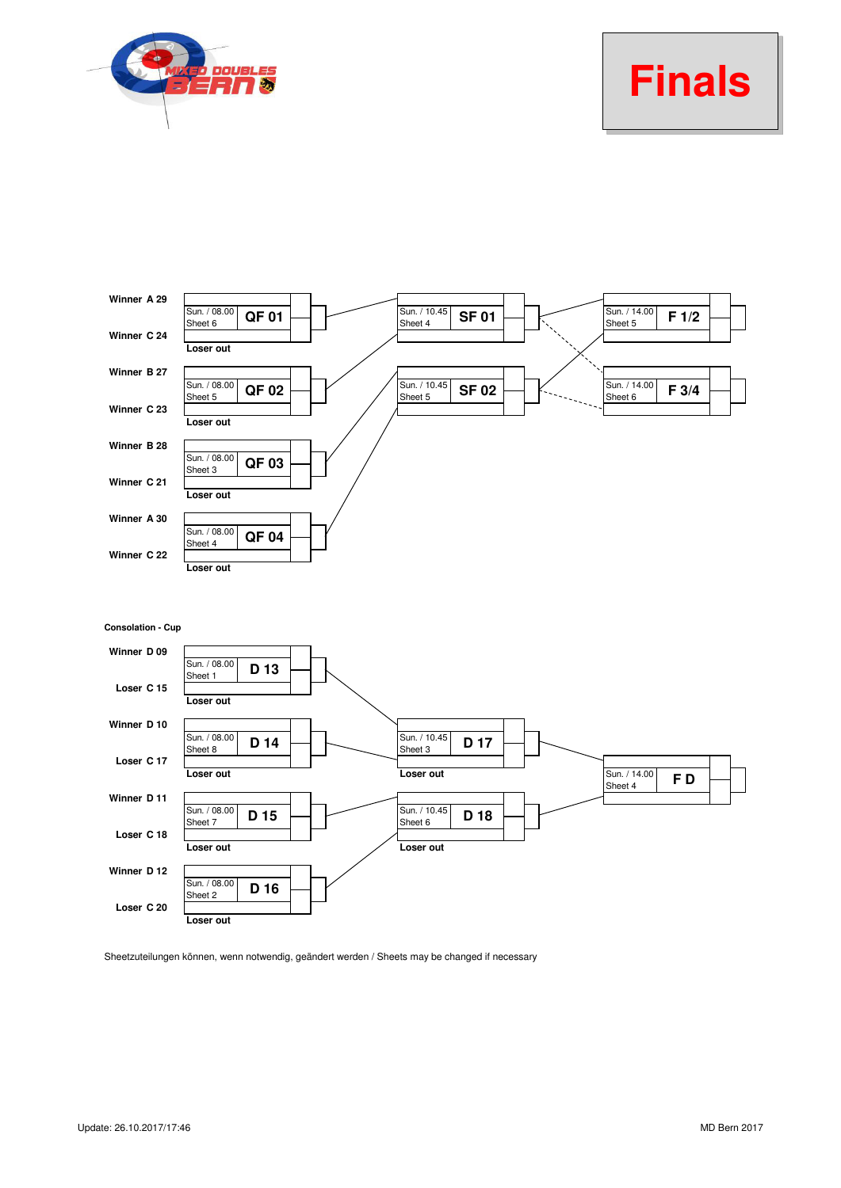# Finals

Winner A 29

| Sun. / 08.00<br>Sheet 6 | QF 01 |
|---|---|

Winner C 24

Loser out

Winner B 27

| Sun. / 08.00<br>Sheet 5 | QF 02 |
|---|---|

Winner C 23

Loser out

Winner B 28

| Sun. / 08.00<br>Sheet 3 | QF 03 |
|---|---|

Winner C 21

Loser out

Winner A 30

| Sun. / 08.00<br>Sheet 4 | QF 04 |
|---|---|

Winner C 22

Loser out

| Sun. / 10.45<br>Sheet 4 | SF 01 |
|---|---|

| Sun. / 10.45<br>Sheet 5 | SF 02 |
|---|---|

| Sun. / 14.00<br>Sheet 5 | F 1/2 |
|---|---|

| Sun. / 14.00<br>Sheet 6 | F 3/4 |
|---|---|

**Consolation - Cup**

Winner D 09

| Sun. / 08.00<br>Sheet 1 | D 13 |
|---|---|

Loser C 15

Loser out

Winner D 10

| Sun. / 08.00<br>Sheet 8 | D 14 |
|---|---|

Loser C 17

Loser out

Winner D 11

| Sun. / 08.00<br>Sheet 7 | D 15 |
|---|---|

Loser C 18

Loser out

Winner D 12

| Sun. / 08.00<br>Sheet 2 | D 16 |
|---|---|

Loser C 20

Loser out

| Sun. / 10.45<br>Sheet 3 | D 17 |
|---|---|

Loser out

| Sun. / 10.45<br>Sheet 6 | D 18 |
|---|---|

Loser out

| Sun. / 14.00<br>Sheet 4 | F D |
|---|---|

Sheetzuteilungen können, wenn notwendig, geändert werden / Sheets may be changed if necessary

Update: 26.10.2017/17:46

MD Bern 2017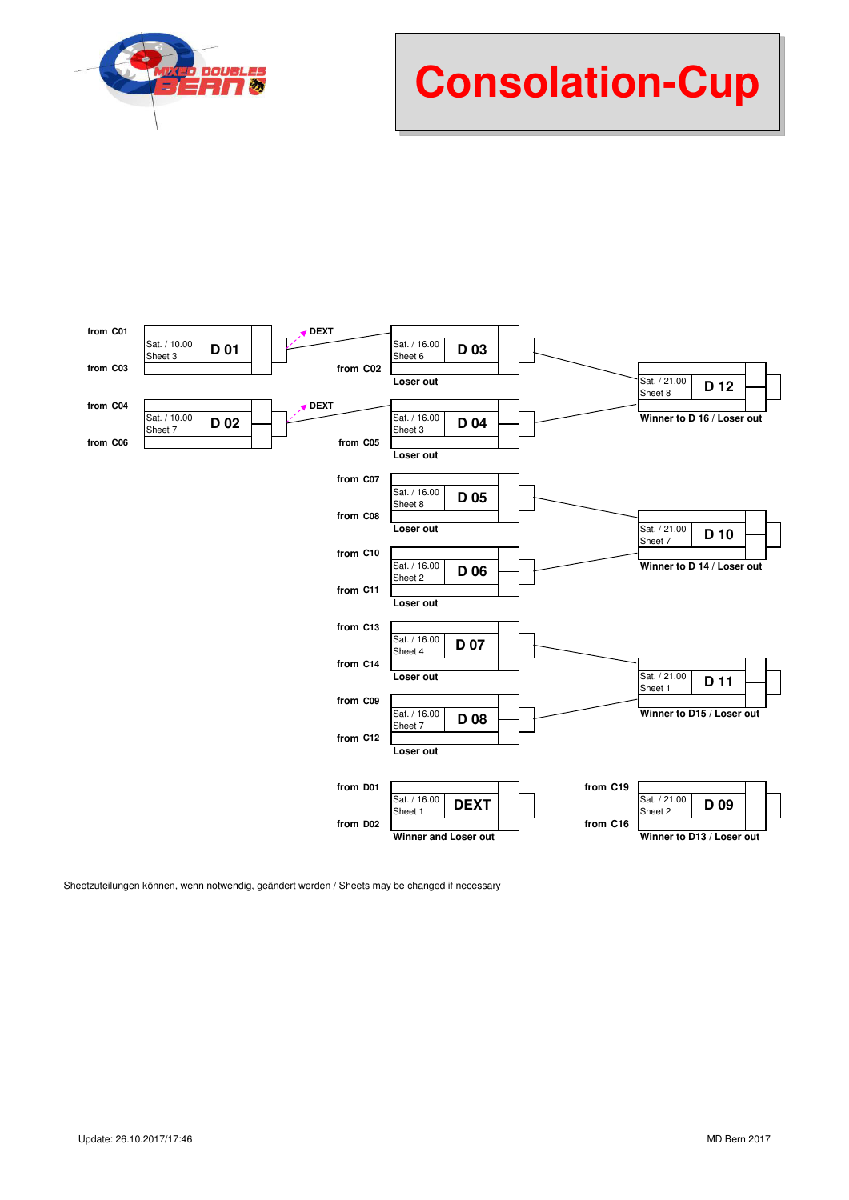MIXED DOUBLES BERN

# Consolation-Cup

from C01

Sat. / 10.00
Sheet 3
**D 01**

from C03

DEXT

from C02

Sat. / 16.00
Sheet 6
**D 03**

Loser out

from C04

Sat. / 10.00
Sheet 7
**D 02**

from C06

DEXT

from C05

Sat. / 16.00
Sheet 3
**D 04**

Loser out

Sat. / 21.00
Sheet 8
**D 12**

Winner to D 16 / Loser out

from C07

Sat. / 16.00
Sheet 8
**D 05**

from C08

Loser out

from C10

Sat. / 16.00
Sheet 2
**D 06**

from C11

Loser out

Sat. / 21.00
Sheet 7
**D 10**

Winner to D 14 / Loser out

from C13

Sat. / 16.00
Sheet 4
**D 07**

from C14

Loser out

from C09

Sat. / 16.00
Sheet 7
**D 08**

from C12

Loser out

Sat. / 21.00
Sheet 1
**D 11**

Winner to D15 / Loser out

from D01

Sat. / 16.00
Sheet 1
**DEXT**

from D02

Winner and Loser out

from C19

Sat. / 21.00
Sheet 2
**D 09**

from C16

Winner to D13 / Loser out

Sheetzuteilungen können, wenn notwendig, geändert werden / Sheets may be changed if necessary

Update: 26.10.2017/17:46

MD Bern 2017